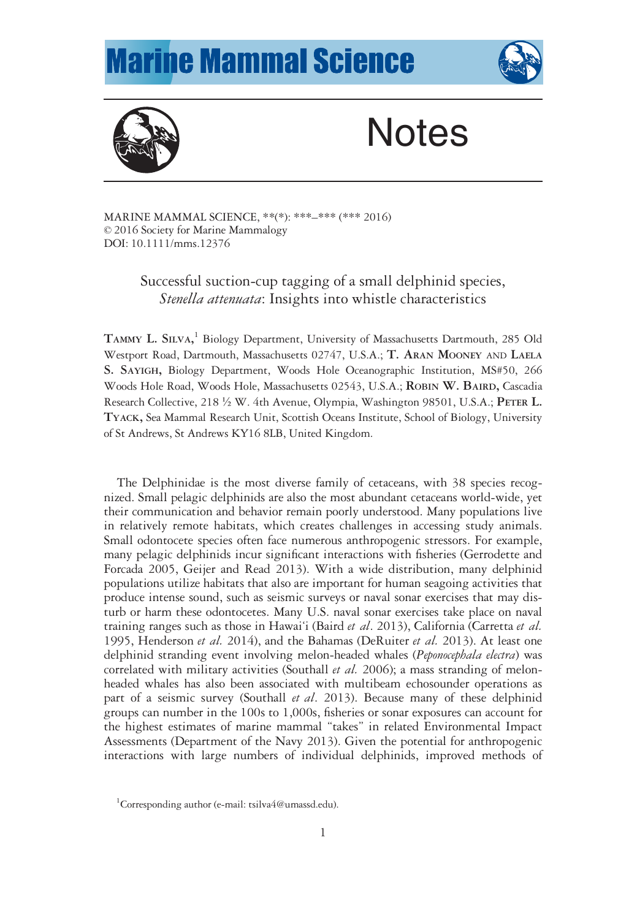# Notes

MARINE MAMMAL SCIENCE, \*\*(\*): \*\*\*–\*\*\* (\*\*\* 2016)
© 2016 Society for Marine Mammalogy
DOI: 10.1111/mms.12376

## Successful suction-cup tagging of a small delphinid species, *Stenella attenuata*: Insights into whistle characteristics

**Tammy L. Silva**,[1] Biology Department, University of Massachusetts Dartmouth, 285 Old Westport Road, Dartmouth, Massachusetts 02747, U.S.A.; **T. Aran Mooney and Laela S. Sayigh**, Biology Department, Woods Hole Oceanographic Institution, MS#50, 266 Woods Hole Road, Woods Hole, Massachusetts 02543, U.S.A.; **Robin W. Baird**, Cascadia Research Collective, 218 ½ W. 4th Avenue, Olympia, Washington 98501, U.S.A.; **Peter L. Tyack**, Sea Mammal Research Unit, Scottish Oceans Institute, School of Biology, University of St Andrews, St Andrews KY16 8LB, United Kingdom.

The Delphinidae is the most diverse family of cetaceans, with 38 species recognized. Small pelagic delphinids are also the most abundant cetaceans world-wide, yet their communication and behavior remain poorly understood. Many populations live in relatively remote habitats, which creates challenges in accessing study animals. Small odontocete species often face numerous anthropogenic stressors. For example, many pelagic delphinids incur significant interactions with fisheries (Gerrodette and Forcada 2005, Geijer and Read 2013). With a wide distribution, many delphinid populations utilize habitats that also are important for human seagoing activities that produce intense sound, such as seismic surveys or naval sonar exercises that may disturb or harm these odontocetes. Many U.S. naval sonar exercises take place on naval training ranges such as those in Hawai'i (Baird *et al*. 2013), California (Carretta *et al.* 1995, Henderson *et al.* 2014), and the Bahamas (DeRuiter *et al.* 2013). At least one delphinid stranding event involving melon-headed whales (*Peponocephala electra*) was correlated with military activities (Southall *et al.* 2006); a mass stranding of melon-headed whales has also been associated with multibeam echosounder operations as part of a seismic survey (Southall *et al*. 2013). Because many of these delphinid groups can number in the 100s to 1,000s, fisheries or sonar exposures can account for the highest estimates of marine mammal "takes" in related Environmental Impact Assessments (Department of the Navy 2013). Given the potential for anthropogenic interactions with large numbers of individual delphinids, improved methods of

[1]Corresponding author (e-mail: tsilva4@umassd.edu).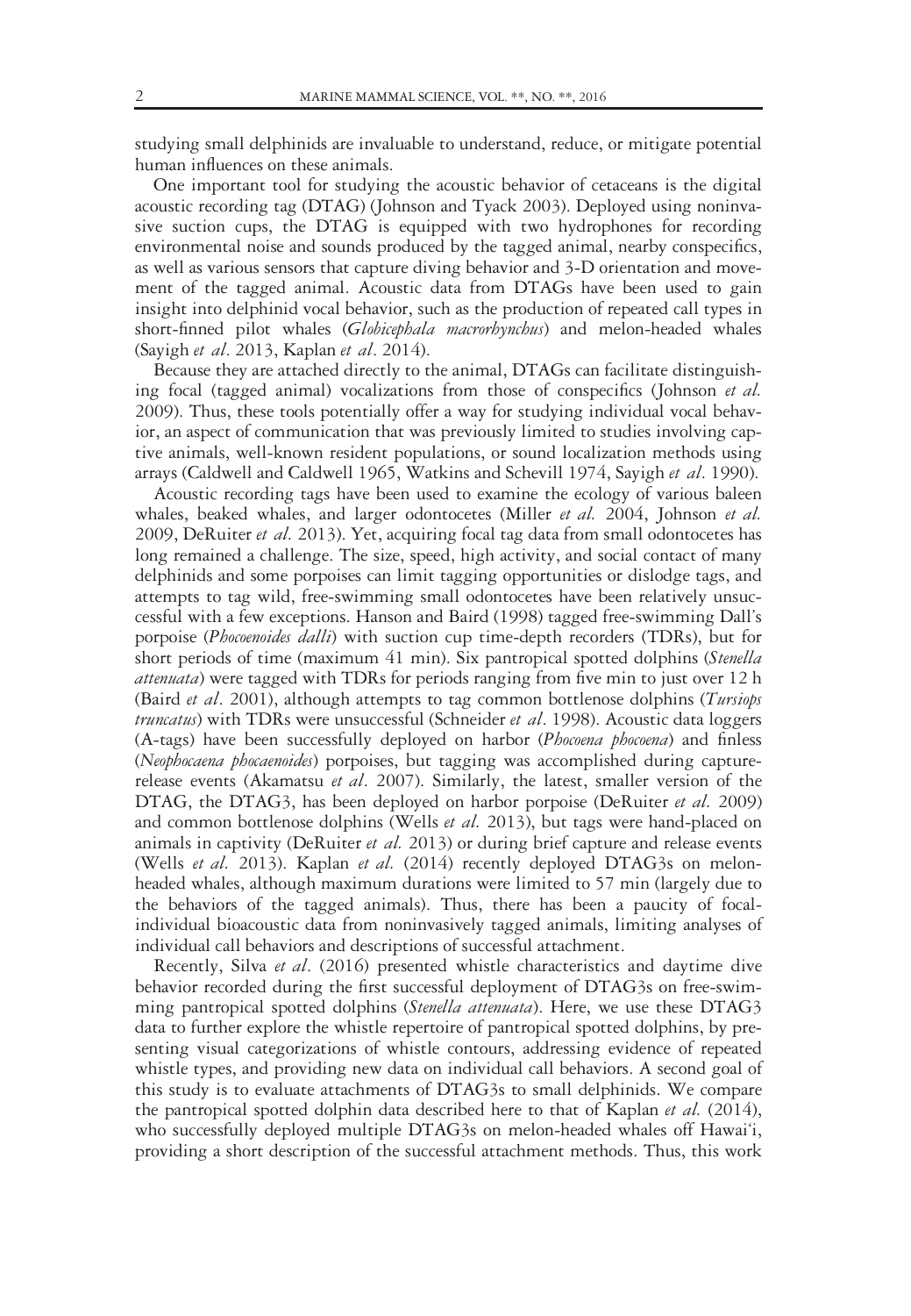studying small delphinids are invaluable to understand, reduce, or mitigate potential human influences on these animals.

One important tool for studying the acoustic behavior of cetaceans is the digital acoustic recording tag (DTAG) (Johnson and Tyack 2003). Deployed using noninvasive suction cups, the DTAG is equipped with two hydrophones for recording environmental noise and sounds produced by the tagged animal, nearby conspecifics, as well as various sensors that capture diving behavior and 3-D orientation and movement of the tagged animal. Acoustic data from DTAGs have been used to gain insight into delphinid vocal behavior, such as the production of repeated call types in short-finned pilot whales (*Globicephala macrorhynchus*) and melon-headed whales (Sayigh *et al*. 2013, Kaplan *et al*. 2014).

Because they are attached directly to the animal, DTAGs can facilitate distinguishing focal (tagged animal) vocalizations from those of conspecifics (Johnson *et al.* 2009). Thus, these tools potentially offer a way for studying individual vocal behavior, an aspect of communication that was previously limited to studies involving captive animals, well-known resident populations, or sound localization methods using arrays (Caldwell and Caldwell 1965, Watkins and Schevill 1974, Sayigh *et al*. 1990).

Acoustic recording tags have been used to examine the ecology of various baleen whales, beaked whales, and larger odontocetes (Miller *et al.* 2004, Johnson *et al.* 2009, DeRuiter *et al.* 2013). Yet, acquiring focal tag data from small odontocetes has long remained a challenge. The size, speed, high activity, and social contact of many delphinids and some porpoises can limit tagging opportunities or dislodge tags, and attempts to tag wild, free-swimming small odontocetes have been relatively unsuccessful with a few exceptions. Hanson and Baird (1998) tagged free-swimming Dall's porpoise (*Phocoenoides dalli*) with suction cup time-depth recorders (TDRs), but for short periods of time (maximum 41 min). Six pantropical spotted dolphins (*Stenella attenuata*) were tagged with TDRs for periods ranging from five min to just over 12 h (Baird *et al*. 2001), although attempts to tag common bottlenose dolphins (*Tursiops truncatus*) with TDRs were unsuccessful (Schneider *et al*. 1998). Acoustic data loggers (A-tags) have been successfully deployed on harbor (*Phocoena phocoena*) and finless (*Neophocaena phocaenoides*) porpoises, but tagging was accomplished during capture-release events (Akamatsu *et al*. 2007). Similarly, the latest, smaller version of the DTAG, the DTAG3, has been deployed on harbor porpoise (DeRuiter *et al.* 2009) and common bottlenose dolphins (Wells *et al.* 2013), but tags were hand-placed on animals in captivity (DeRuiter *et al.* 2013) or during brief capture and release events (Wells *et al.* 2013). Kaplan *et al.* (2014) recently deployed DTAG3s on melon-headed whales, although maximum durations were limited to 57 min (largely due to the behaviors of the tagged animals). Thus, there has been a paucity of focal-individual bioacoustic data from noninvasively tagged animals, limiting analyses of individual call behaviors and descriptions of successful attachment.

Recently, Silva *et al*. (2016) presented whistle characteristics and daytime dive behavior recorded during the first successful deployment of DTAG3s on free-swimming pantropical spotted dolphins (*Stenella attenuata*). Here, we use these DTAG3 data to further explore the whistle repertoire of pantropical spotted dolphins, by presenting visual categorizations of whistle contours, addressing evidence of repeated whistle types, and providing new data on individual call behaviors. A second goal of this study is to evaluate attachments of DTAG3s to small delphinids. We compare the pantropical spotted dolphin data described here to that of Kaplan *et al.* (2014), who successfully deployed multiple DTAG3s on melon-headed whales off Hawai'i, providing a short description of the successful attachment methods. Thus, this work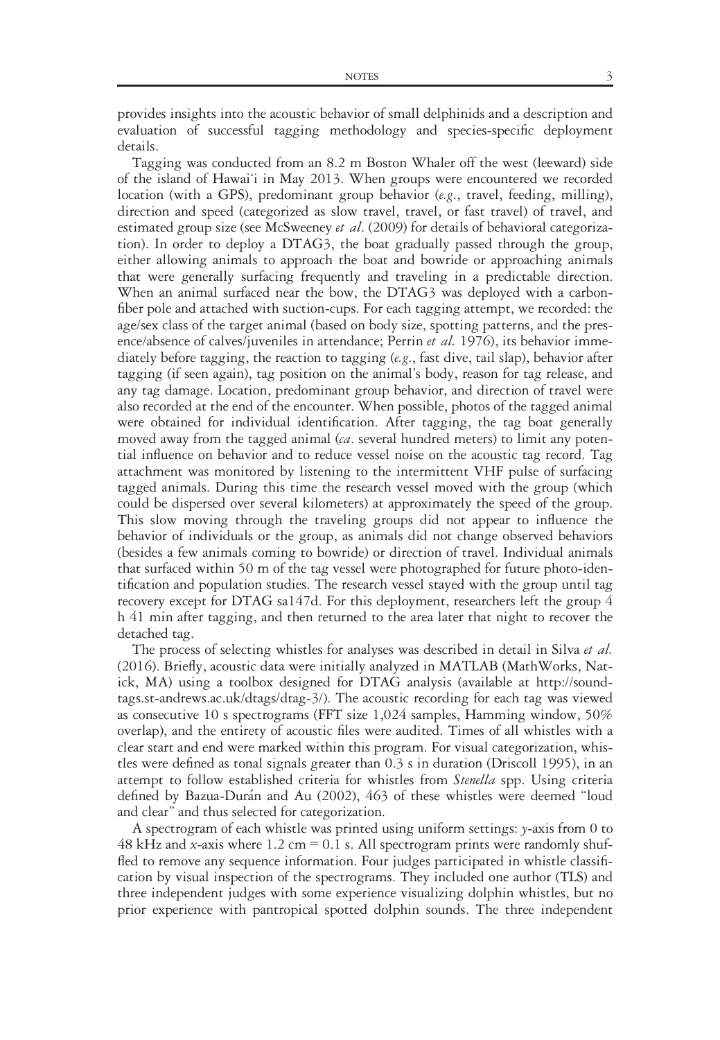provides insights into the acoustic behavior of small delphinids and a description and evaluation of successful tagging methodology and species-specific deployment details.

Tagging was conducted from an 8.2 m Boston Whaler off the west (leeward) side of the island of Hawai'i in May 2013. When groups were encountered we recorded location (with a GPS), predominant group behavior (*e.g.*, travel, feeding, milling), direction and speed (categorized as slow travel, travel, or fast travel) of travel, and estimated group size (see McSweeney *et al*. (2009) for details of behavioral categorization). In order to deploy a DTAG3, the boat gradually passed through the group, either allowing animals to approach the boat and bowride or approaching animals that were generally surfacing frequently and traveling in a predictable direction. When an animal surfaced near the bow, the DTAG3 was deployed with a carbon-fiber pole and attached with suction-cups. For each tagging attempt, we recorded: the age/sex class of the target animal (based on body size, spotting patterns, and the presence/absence of calves/juveniles in attendance; Perrin *et al.* 1976), its behavior immediately before tagging, the reaction to tagging (*e.g.*, fast dive, tail slap), behavior after tagging (if seen again), tag position on the animal's body, reason for tag release, and any tag damage. Location, predominant group behavior, and direction of travel were also recorded at the end of the encounter. When possible, photos of the tagged animal were obtained for individual identification. After tagging, the tag boat generally moved away from the tagged animal (*ca*. several hundred meters) to limit any potential influence on behavior and to reduce vessel noise on the acoustic tag record. Tag attachment was monitored by listening to the intermittent VHF pulse of surfacing tagged animals. During this time the research vessel moved with the group (which could be dispersed over several kilometers) at approximately the speed of the group. This slow moving through the traveling groups did not appear to influence the behavior of individuals or the group, as animals did not change observed behaviors (besides a few animals coming to bowride) or direction of travel. Individual animals that surfaced within 50 m of the tag vessel were photographed for future photo-identification and population studies. The research vessel stayed with the group until tag recovery except for DTAG sa147d. For this deployment, researchers left the group 4 h 41 min after tagging, and then returned to the area later that night to recover the detached tag.

The process of selecting whistles for analyses was described in detail in Silva *et al.* (2016). Briefly, acoustic data were initially analyzed in MATLAB (MathWorks, Natick, MA) using a toolbox designed for DTAG analysis (available at http://soundtags.st-andrews.ac.uk/dtags/dtag-3/). The acoustic recording for each tag was viewed as consecutive 10 s spectrograms (FFT size 1,024 samples, Hamming window, 50% overlap), and the entirety of acoustic files were audited. Times of all whistles with a clear start and end were marked within this program. For visual categorization, whistles were defined as tonal signals greater than 0.3 s in duration (Driscoll 1995), in an attempt to follow established criteria for whistles from *Stenella* spp. Using criteria defined by Bazua-Durán and Au (2002), 463 of these whistles were deemed "loud and clear" and thus selected for categorization.

A spectrogram of each whistle was printed using uniform settings: *y*-axis from 0 to 48 kHz and *x*-axis where 1.2 cm = 0.1 s. All spectrogram prints were randomly shuffled to remove any sequence information. Four judges participated in whistle classification by visual inspection of the spectrograms. They included one author (TLS) and three independent judges with some experience visualizing dolphin whistles, but no prior experience with pantropical spotted dolphin sounds. The three independent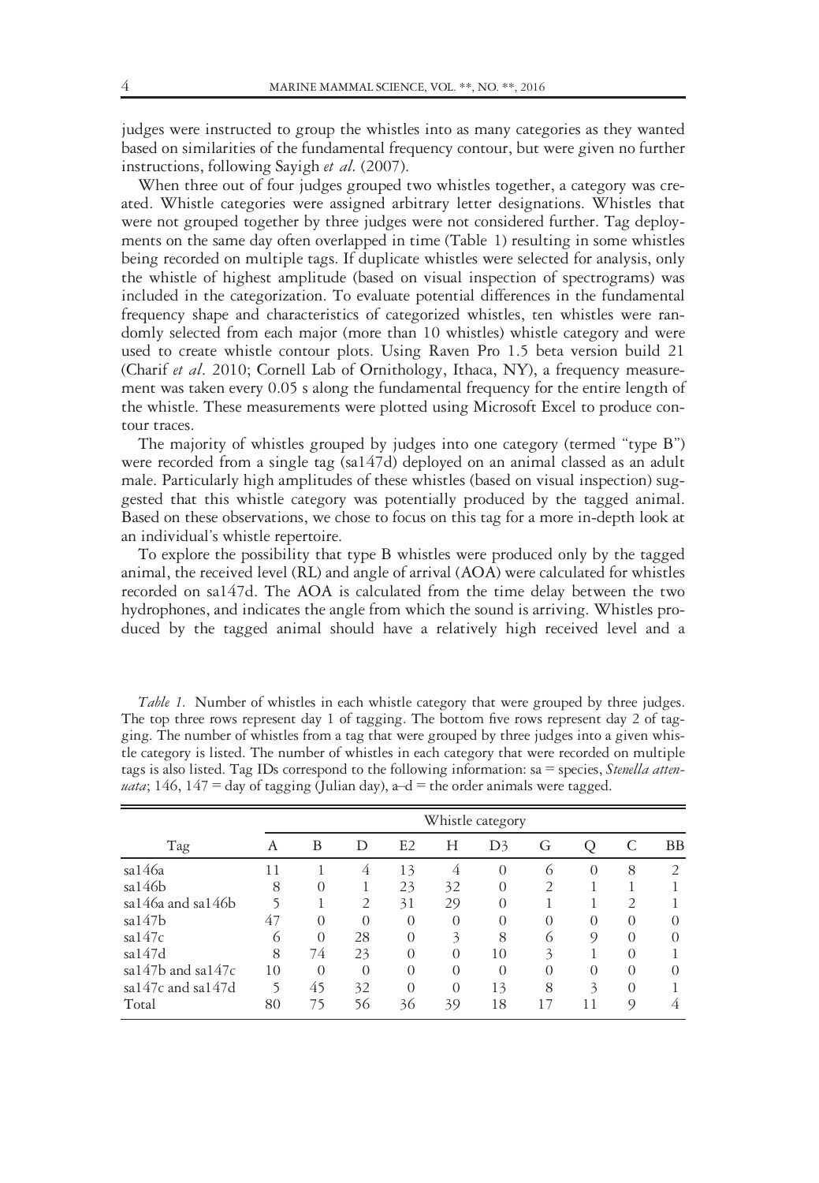judges were instructed to group the whistles into as many categories as they wanted based on similarities of the fundamental frequency contour, but were given no further instructions, following Sayigh *et al.* (2007).

When three out of four judges grouped two whistles together, a category was created. Whistle categories were assigned arbitrary letter designations. Whistles that were not grouped together by three judges were not considered further. Tag deployments on the same day often overlapped in time (Table 1) resulting in some whistles being recorded on multiple tags. If duplicate whistles were selected for analysis, only the whistle of highest amplitude (based on visual inspection of spectrograms) was included in the categorization. To evaluate potential differences in the fundamental frequency shape and characteristics of categorized whistles, ten whistles were randomly selected from each major (more than 10 whistles) whistle category and were used to create whistle contour plots. Using Raven Pro 1.5 beta version build 21 (Charif *et al.* 2010; Cornell Lab of Ornithology, Ithaca, NY), a frequency measurement was taken every 0.05 s along the fundamental frequency for the entire length of the whistle. These measurements were plotted using Microsoft Excel to produce contour traces.

The majority of whistles grouped by judges into one category (termed "type B") were recorded from a single tag (sa147d) deployed on an animal classed as an adult male. Particularly high amplitudes of these whistles (based on visual inspection) suggested that this whistle category was potentially produced by the tagged animal. Based on these observations, we chose to focus on this tag for a more in-depth look at an individual's whistle repertoire.

To explore the possibility that type B whistles were produced only by the tagged animal, the received level (RL) and angle of arrival (AOA) were calculated for whistles recorded on sa147d. The AOA is calculated from the time delay between the two hydrophones, and indicates the angle from which the sound is arriving. Whistles produced by the tagged animal should have a relatively high received level and a

*Table 1.* Number of whistles in each whistle category that were grouped by three judges. The top three rows represent day 1 of tagging. The bottom five rows represent day 2 of tagging. The number of whistles from a tag that were grouped by three judges into a given whistle category is listed. The number of whistles in each category that were recorded on multiple tags is also listed. Tag IDs correspond to the following information: sa = species, *Stenella attenuata*; 146, 147 = day of tagging (Julian day), a–d = the order animals were tagged.

| | Whistle category | | | | | | | | | |
|---|---|---|---|---|---|---|---|---|---|---|
| Tag | A | B | D | E2 | H | D3 | G | Q | C | BB |
| sa146a | 11 | 1 | 4 | 13 | 4 | 0 | 6 | 0 | 8 | 2 |
| sa146b | 8 | 0 | 1 | 23 | 32 | 0 | 2 | 1 | 1 | 1 |
| sa146a and sa146b | 5 | 1 | 2 | 31 | 29 | 0 | 1 | 1 | 2 | 1 |
| sa147b | 47 | 0 | 0 | 0 | 0 | 0 | 0 | 0 | 0 | 0 |
| sa147c | 6 | 0 | 28 | 0 | 3 | 8 | 6 | 9 | 0 | 0 |
| sa147d | 8 | 74 | 23 | 0 | 0 | 10 | 3 | 1 | 0 | 1 |
| sa147b and sa147c | 10 | 0 | 0 | 0 | 0 | 0 | 0 | 0 | 0 | 0 |
| sa147c and sa147d | 5 | 45 | 32 | 0 | 0 | 13 | 8 | 3 | 0 | 1 |
| Total | 80 | 75 | 56 | 36 | 39 | 18 | 17 | 11 | 9 | 4 |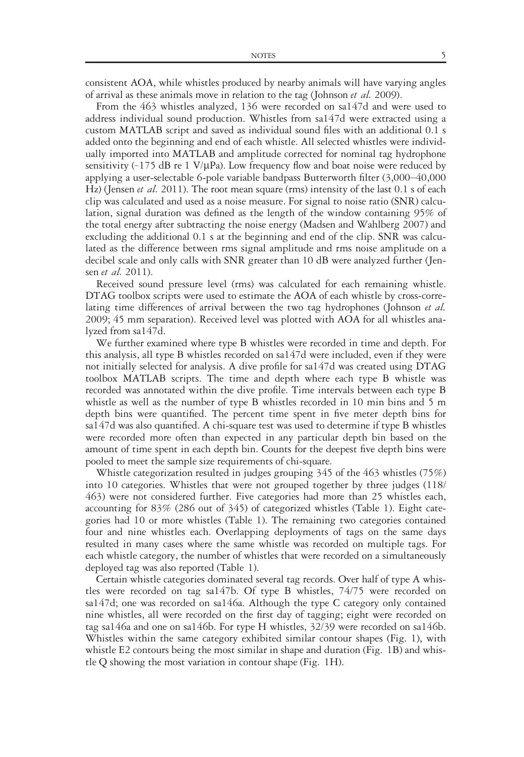consistent AOA, while whistles produced by nearby animals will have varying angles of arrival as these animals move in relation to the tag (Johnson *et al.* 2009).

From the 463 whistles analyzed, 136 were recorded on sa147d and were used to address individual sound production. Whistles from sa147d were extracted using a custom MATLAB script and saved as individual sound files with an additional 0.1 s added onto the beginning and end of each whistle. All selected whistles were individually imported into MATLAB and amplitude corrected for nominal tag hydrophone sensitivity (–175 dB re 1 V/μPa). Low frequency flow and boat noise were reduced by applying a user-selectable 6-pole variable bandpass Butterworth filter (3,000–40,000 Hz) (Jensen *et al.* 2011). The root mean square (rms) intensity of the last 0.1 s of each clip was calculated and used as a noise measure. For signal to noise ratio (SNR) calculation, signal duration was defined as the length of the window containing 95% of the total energy after subtracting the noise energy (Madsen and Wahlberg 2007) and excluding the additional 0.1 s at the beginning and end of the clip. SNR was calculated as the difference between rms signal amplitude and rms noise amplitude on a decibel scale and only calls with SNR greater than 10 dB were analyzed further (Jensen *et al.* 2011).

Received sound pressure level (rms) was calculated for each remaining whistle. DTAG toolbox scripts were used to estimate the AOA of each whistle by cross-correlating time differences of arrival between the two tag hydrophones (Johnson *et al.* 2009; 45 mm separation). Received level was plotted with AOA for all whistles analyzed from sa147d.

We further examined where type B whistles were recorded in time and depth. For this analysis, all type B whistles recorded on sa147d were included, even if they were not initially selected for analysis. A dive profile for sa147d was created using DTAG toolbox MATLAB scripts. The time and depth where each type B whistle was recorded was annotated within the dive profile. Time intervals between each type B whistle as well as the number of type B whistles recorded in 10 min bins and 5 m depth bins were quantified. The percent time spent in five meter depth bins for sa147d was also quantified. A chi-square test was used to determine if type B whistles were recorded more often than expected in any particular depth bin based on the amount of time spent in each depth bin. Counts for the deepest five depth bins were pooled to meet the sample size requirements of chi-square.

Whistle categorization resulted in judges grouping 345 of the 463 whistles (75%) into 10 categories. Whistles that were not grouped together by three judges (118/463) were not considered further. Five categories had more than 25 whistles each, accounting for 83% (286 out of 345) of categorized whistles (Table 1). Eight categories had 10 or more whistles (Table 1). The remaining two categories contained four and nine whistles each. Overlapping deployments of tags on the same days resulted in many cases where the same whistle was recorded on multiple tags. For each whistle category, the number of whistles that were recorded on a simultaneously deployed tag was also reported (Table 1).

Certain whistle categories dominated several tag records. Over half of type A whistles were recorded on tag sa147b. Of type B whistles, 74/75 were recorded on sa147d; one was recorded on sa146a. Although the type C category only contained nine whistles, all were recorded on the first day of tagging; eight were recorded on tag sa146a and one on sa146b. For type H whistles, 32/39 were recorded on sa146b. Whistles within the same category exhibited similar contour shapes (Fig. 1), with whistle E2 contours being the most similar in shape and duration (Fig. 1B) and whistle Q showing the most variation in contour shape (Fig. 1H).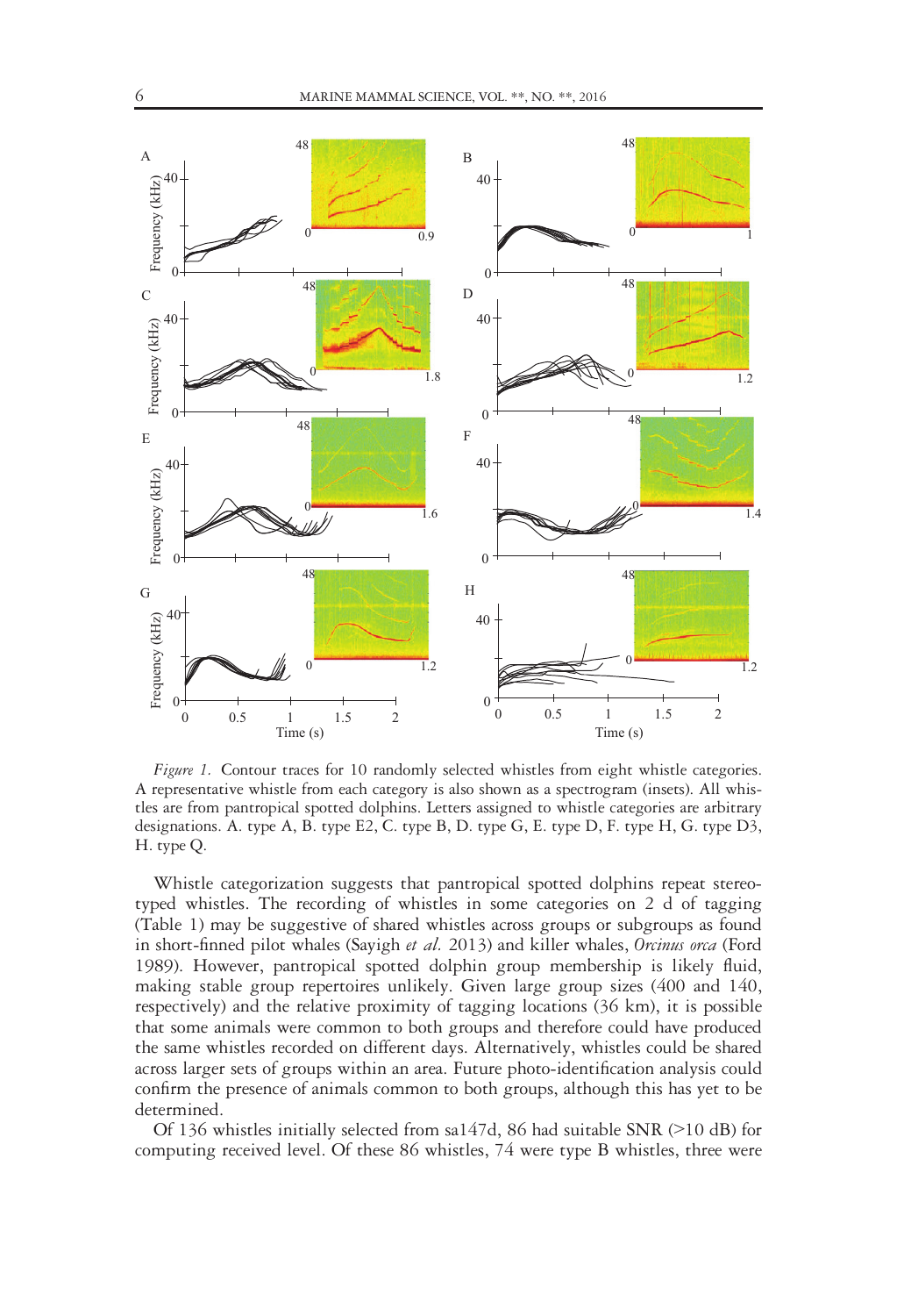*Figure 1.* Contour traces for 10 randomly selected whistles from eight whistle categories. A representative whistle from each category is also shown as a spectrogram (insets). All whistles are from pantropical spotted dolphins. Letters assigned to whistle categories are arbitrary designations. A. type A, B. type E2, C. type B, D. type G, E. type D, F. type H, G. type D3, H. type Q.

Whistle categorization suggests that pantropical spotted dolphins repeat stereotyped whistles. The recording of whistles in some categories on 2 d of tagging (Table 1) may be suggestive of shared whistles across groups or subgroups as found in short-finned pilot whales (Sayigh *et al.* 2013) and killer whales, *Orcinus orca* (Ford 1989). However, pantropical spotted dolphin group membership is likely fluid, making stable group repertoires unlikely. Given large group sizes (400 and 140, respectively) and the relative proximity of tagging locations (36 km), it is possible that some animals were common to both groups and therefore could have produced the same whistles recorded on different days. Alternatively, whistles could be shared across larger sets of groups within an area. Future photo-identification analysis could confirm the presence of animals common to both groups, although this has yet to be determined.

Of 136 whistles initially selected from sa147d, 86 had suitable SNR (>10 dB) for computing received level. Of these 86 whistles, 74 were type B whistles, three were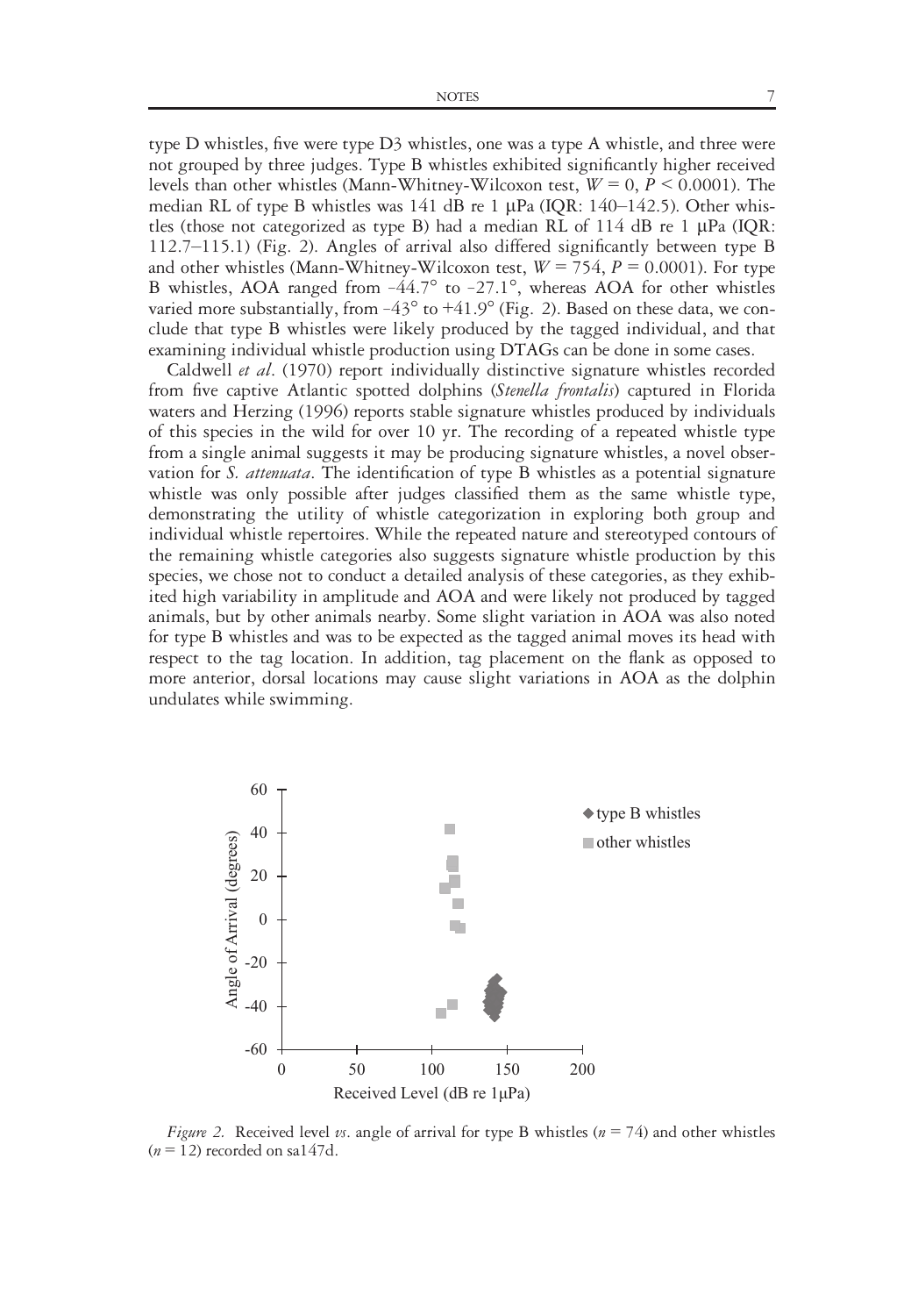type D whistles, five were type D3 whistles, one was a type A whistle, and three were not grouped by three judges. Type B whistles exhibited significantly higher received levels than other whistles (Mann-Whitney-Wilcoxon test, $W = 0$, $P < 0.0001$). The median RL of type B whistles was 141 dB re 1 μPa (IQR: 140–142.5). Other whistles (those not categorized as type B) had a median RL of 114 dB re 1 μPa (IQR: 112.7–115.1) (Fig. 2). Angles of arrival also differed significantly between type B and other whistles (Mann-Whitney-Wilcoxon test, $W = 754$, $P = 0.0001$). For type B whistles, AOA ranged from –44.7° to –27.1°, whereas AOA for other whistles varied more substantially, from –43° to +41.9° (Fig. 2). Based on these data, we conclude that type B whistles were likely produced by the tagged individual, and that examining individual whistle production using DTAGs can be done in some cases.

Caldwell *et al*. (1970) report individually distinctive signature whistles recorded from five captive Atlantic spotted dolphins (*Stenella frontalis*) captured in Florida waters and Herzing (1996) reports stable signature whistles produced by individuals of this species in the wild for over 10 yr. The recording of a repeated whistle type from a single animal suggests it may be producing signature whistles, a novel observation for *S. attenuata*. The identification of type B whistles as a potential signature whistle was only possible after judges classified them as the same whistle type, demonstrating the utility of whistle categorization in exploring both group and individual whistle repertoires. While the repeated nature and stereotyped contours of the remaining whistle categories also suggests signature whistle production by this species, we chose not to conduct a detailed analysis of these categories, as they exhibited high variability in amplitude and AOA and were likely not produced by tagged animals, but by other animals nearby. Some slight variation in AOA was also noted for type B whistles and was to be expected as the tagged animal moves its head with respect to the tag location. In addition, tag placement on the flank as opposed to more anterior, dorsal locations may cause slight variations in AOA as the dolphin undulates while swimming.

*Figure 2.* Received level *vs*. angle of arrival for type B whistles ($n = 74$) and other whistles ($n = 12$) recorded on sa147d.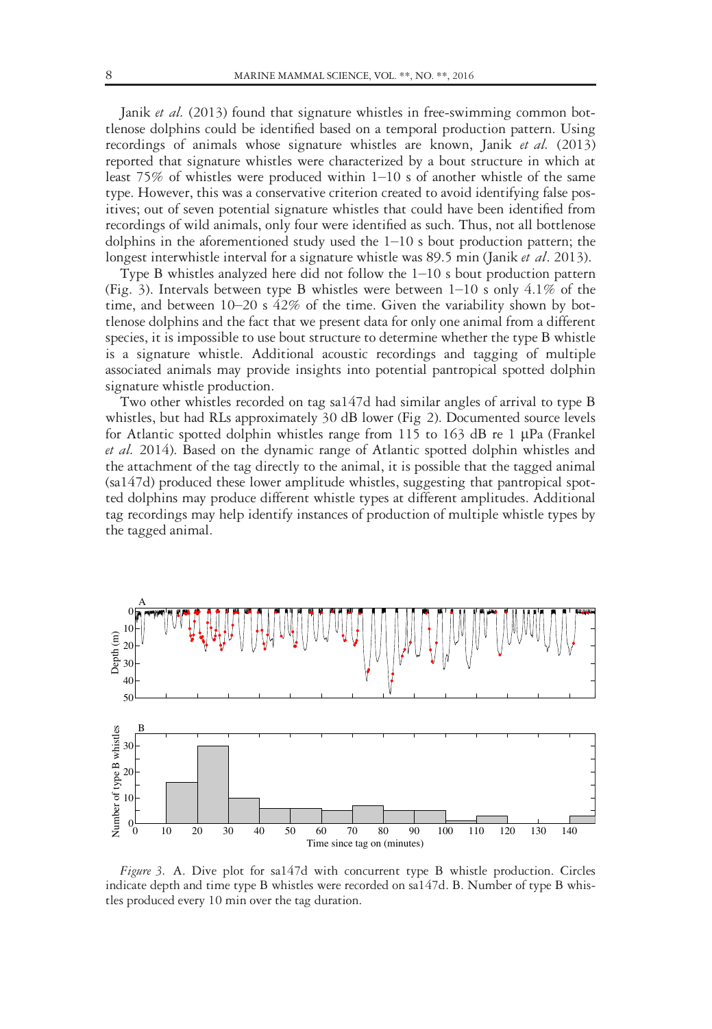Janik *et al.* (2013) found that signature whistles in free-swimming common bottlenose dolphins could be identified based on a temporal production pattern. Using recordings of animals whose signature whistles are known, Janik *et al.* (2013) reported that signature whistles were characterized by a bout structure in which at least 75% of whistles were produced within 1–10 s of another whistle of the same type. However, this was a conservative criterion created to avoid identifying false positives; out of seven potential signature whistles that could have been identified from recordings of wild animals, only four were identified as such. Thus, not all bottlenose dolphins in the aforementioned study used the 1–10 s bout production pattern; the longest interwhistle interval for a signature whistle was 89.5 min (Janik *et al*. 2013).

Type B whistles analyzed here did not follow the 1–10 s bout production pattern (Fig. 3). Intervals between type B whistles were between 1–10 s only 4.1% of the time, and between 10–20 s 42% of the time. Given the variability shown by bottlenose dolphins and the fact that we present data for only one animal from a different species, it is impossible to use bout structure to determine whether the type B whistle is a signature whistle. Additional acoustic recordings and tagging of multiple associated animals may provide insights into potential pantropical spotted dolphin signature whistle production.

Two other whistles recorded on tag sa147d had similar angles of arrival to type B whistles, but had RLs approximately 30 dB lower (Fig 2). Documented source levels for Atlantic spotted dolphin whistles range from 115 to 163 dB re 1 μPa (Frankel *et al.* 2014). Based on the dynamic range of Atlantic spotted dolphin whistles and the attachment of the tag directly to the animal, it is possible that the tagged animal (sa147d) produced these lower amplitude whistles, suggesting that pantropical spotted dolphins may produce different whistle types at different amplitudes. Additional tag recordings may help identify instances of production of multiple whistle types by the tagged animal.

*Figure 3.* A. Dive plot for sa147d with concurrent type B whistle production. Circles indicate depth and time type B whistles were recorded on sa147d. B. Number of type B whistles produced every 10 min over the tag duration.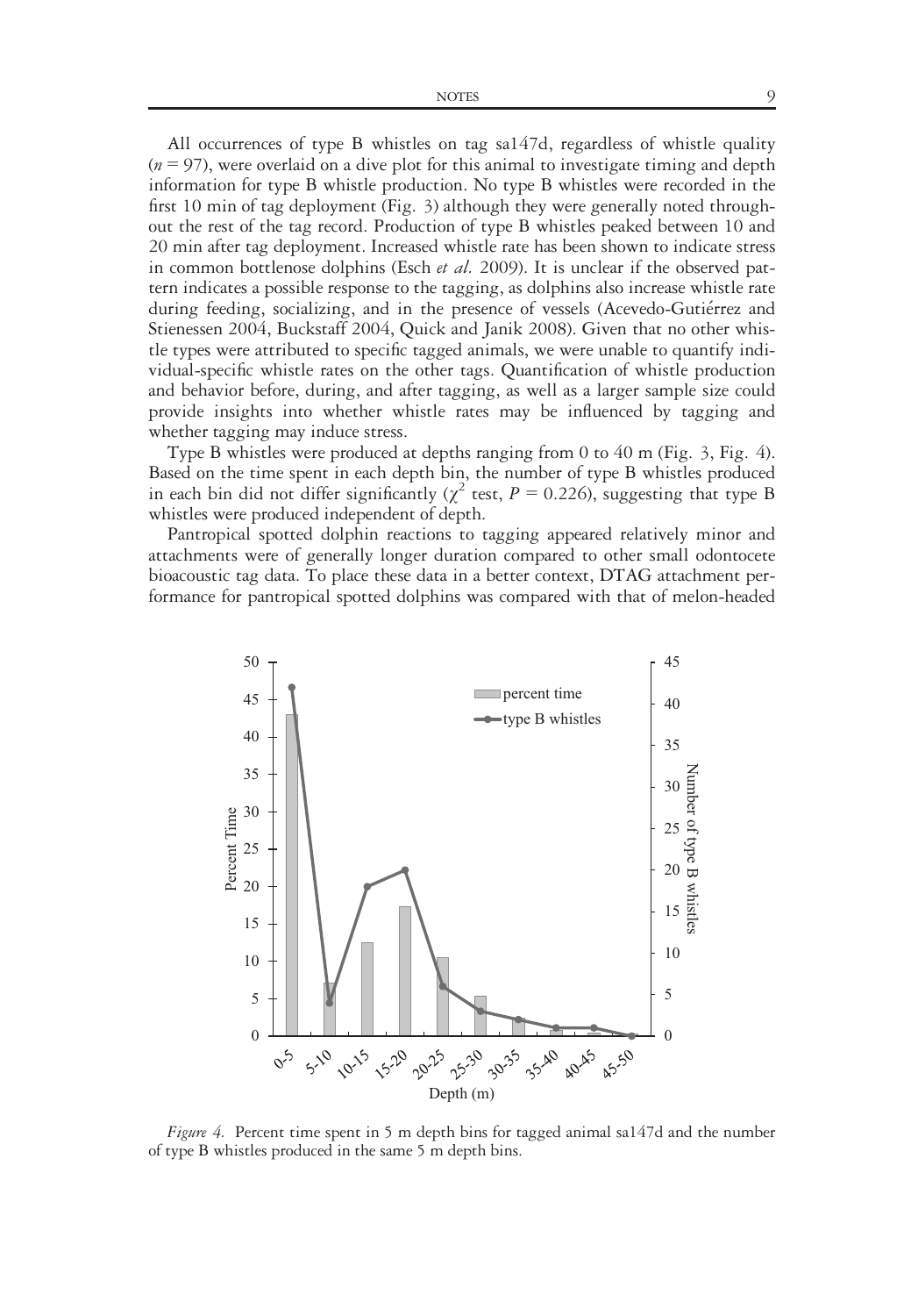All occurrences of type B whistles on tag sa147d, regardless of whistle quality ($n = 97$), were overlaid on a dive plot for this animal to investigate timing and depth information for type B whistle production. No type B whistles were recorded in the first 10 min of tag deployment (Fig. 3) although they were generally noted throughout the rest of the tag record. Production of type B whistles peaked between 10 and 20 min after tag deployment. Increased whistle rate has been shown to indicate stress in common bottlenose dolphins (Esch *et al.* 2009). It is unclear if the observed pattern indicates a possible response to the tagging, as dolphins also increase whistle rate during feeding, socializing, and in the presence of vessels (Acevedo-Gutiérrez and Stienessen 2004, Buckstaff 2004, Quick and Janik 2008). Given that no other whistle types were attributed to specific tagged animals, we were unable to quantify individual-specific whistle rates on the other tags. Quantification of whistle production and behavior before, during, and after tagging, as well as a larger sample size could provide insights into whether whistle rates may be influenced by tagging and whether tagging may induce stress.

Type B whistles were produced at depths ranging from 0 to 40 m (Fig. 3, Fig. 4). Based on the time spent in each depth bin, the number of type B whistles produced in each bin did not differ significantly ($\chi^2$ test, $P = 0.226$), suggesting that type B whistles were produced independent of depth.

Pantropical spotted dolphin reactions to tagging appeared relatively minor and attachments were of generally longer duration compared to other small odontocete bioacoustic tag data. To place these data in a better context, DTAG attachment performance for pantropical spotted dolphins was compared with that of melon-headed

*Figure 4.* Percent time spent in 5 m depth bins for tagged animal sa147d and the number of type B whistles produced in the same 5 m depth bins.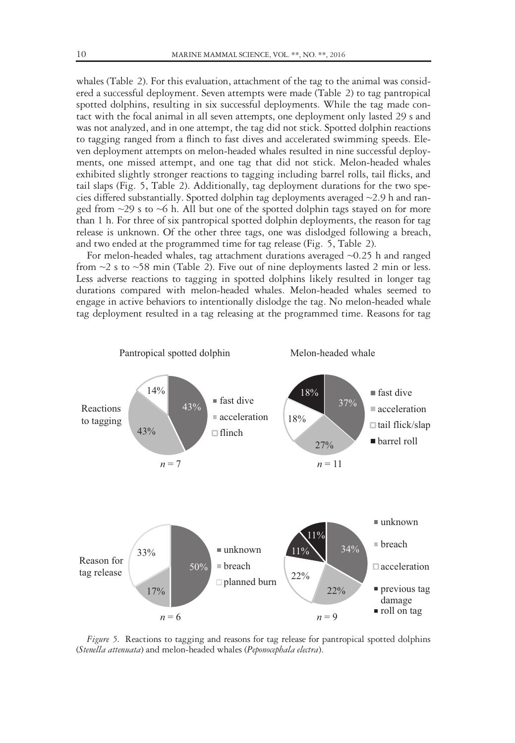whales (Table 2). For this evaluation, attachment of the tag to the animal was considered a successful deployment. Seven attempts were made (Table 2) to tag pantropical spotted dolphins, resulting in six successful deployments. While the tag made contact with the focal animal in all seven attempts, one deployment only lasted 29 s and was not analyzed, and in one attempt, the tag did not stick. Spotted dolphin reactions to tagging ranged from a flinch to fast dives and accelerated swimming speeds. Eleven deployment attempts on melon-headed whales resulted in nine successful deployments, one missed attempt, and one tag that did not stick. Melon-headed whales exhibited slightly stronger reactions to tagging including barrel rolls, tail flicks, and tail slaps (Fig. 5, Table 2). Additionally, tag deployment durations for the two species differed substantially. Spotted dolphin tag deployments averaged ~2.9 h and ranged from ~29 s to ~6 h. All but one of the spotted dolphin tags stayed on for more than 1 h. For three of six pantropical spotted dolphin deployments, the reason for tag release is unknown. Of the other three tags, one was dislodged following a breach, and two ended at the programmed time for tag release (Fig. 5, Table 2).

For melon-headed whales, tag attachment durations averaged ~0.25 h and ranged from ~2 s to ~58 min (Table 2). Five out of nine deployments lasted 2 min or less. Less adverse reactions to tagging in spotted dolphins likely resulted in longer tag durations compared with melon-headed whales. Melon-headed whales seemed to engage in active behaviors to intentionally dislodge the tag. No melon-headed whale tag deployment resulted in a tag releasing at the programmed time. Reasons for tag

*Figure 5.* Reactions to tagging and reasons for tag release for pantropical spotted dolphins (*Stenella attenuata*) and melon-headed whales (*Peponocephala electra*).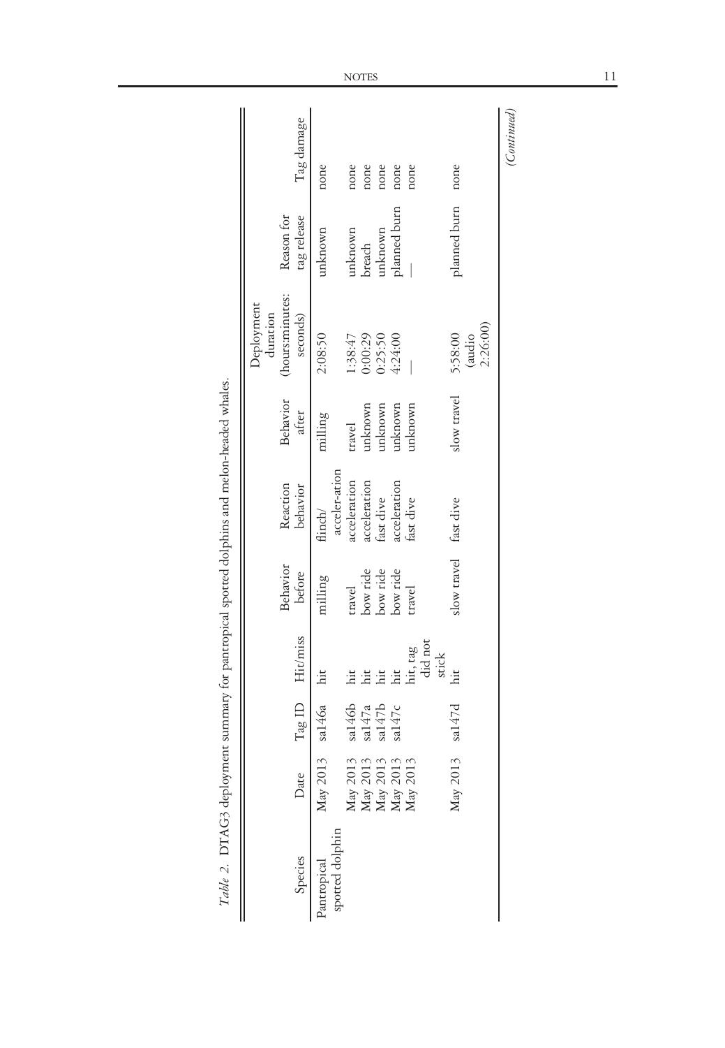*Table 2.* DTAG3 deployment summary for pantropical spotted dolphins and melon-headed whales.

| Species | Date | Tag ID | Hit/miss | Behavior before | Reaction behavior | Behavior after | Deployment duration (hours:minutes: seconds) | Reason for tag release | Tag damage |
|---|---|---|---|---|---|---|---|---|---|
| Pantropical spotted dolphin | May 2013 | sa146a | hit | milling | flinch/ acceler-ation | milling | 2:08:50 | unknown | none |
| | May 2013 | sa146b | hit | travel | acceleration | travel | 1:38:47 | unknown | none |
| | May 2013 | sa147a | hit | bow ride | acceleration | unknown | 0:00:29 | breach | none |
| | May 2013 | sa147b | hit | bow ride | fast dive | unknown | 0:25:50 | unknown | none |
| | May 2013 | sa147c | hit | bow ride | acceleration | unknown | 4:24:00 | planned burn | none |
| | May 2013 | | hit, tag did not stick | travel | fast dive | unknown | — | — | none |
| | May 2013 | sa147d | hit | slow travel | fast dive | slow travel | 5:58:00 (audio 2:26:00) | planned burn | none |

*(Continued)*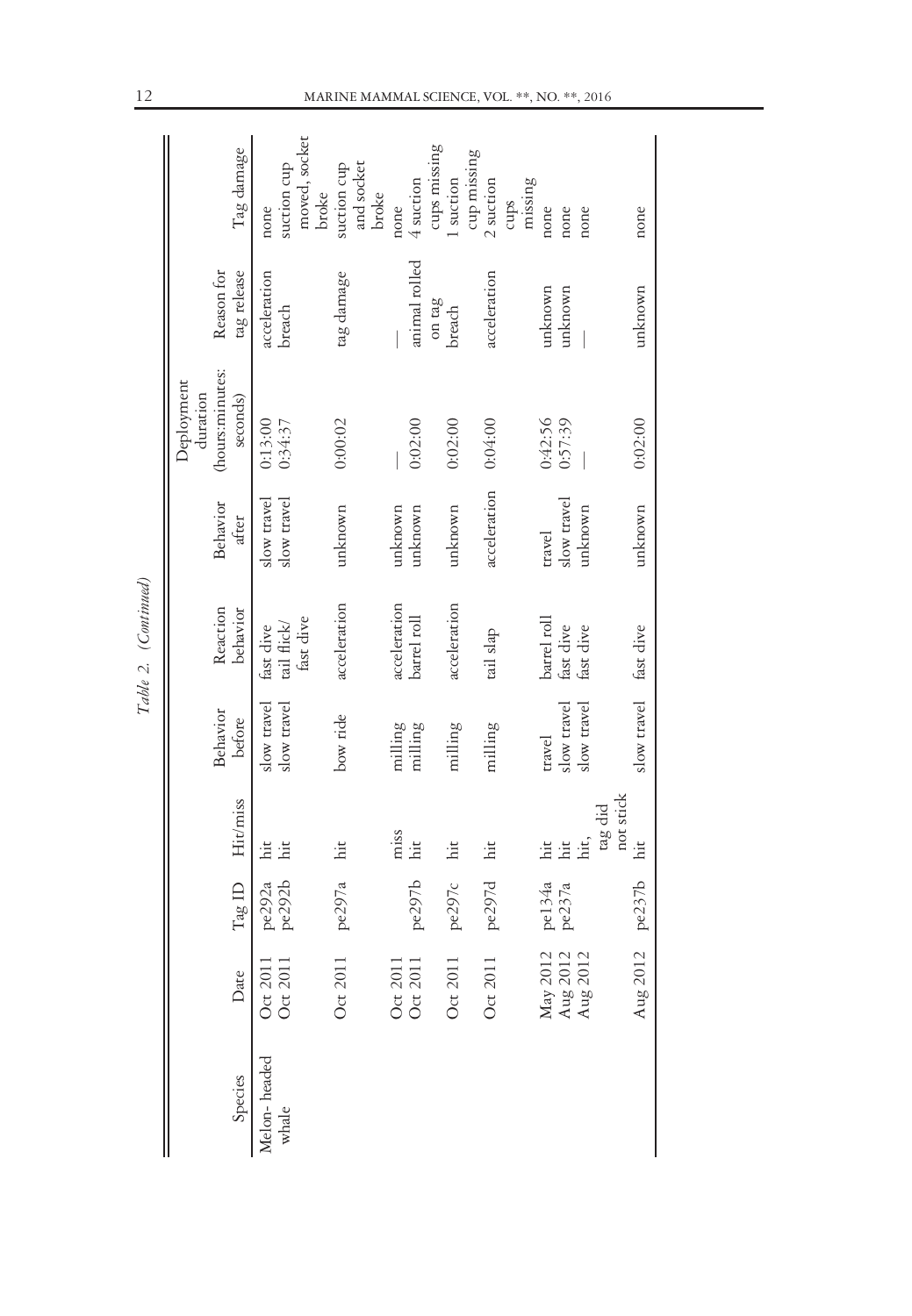*Table 2. (Continued)*

| Species | Date | Tag ID | Hit/miss | Behavior before | Reaction behavior | Behavior after | Deployment duration (hours:minutes: seconds) | Reason for tag release | Tag damage |
|---|---|---|---|---|---|---|---|---|---|
| Melon- headed whale | Oct 2011 | pe292a | hit | slow travel | fast dive | slow travel | 0:13:00 | acceleration | none |
| | Oct 2011 | pe292b | hit | slow travel | tail flick/ fast dive | slow travel | 0:34:37 | breach | suction cup moved, socket broke |
| | Oct 2011 | pe297a | hit | bow ride | acceleration | unknown | 0:00:02 | tag damage | suction cup and socket broke |
| | Oct 2011 | | miss | milling | acceleration | unknown | — | — | none |
| | Oct 2011 | pe297b | hit | milling | barrel roll | unknown | 0:02:00 | animal rolled on tag | 4 suction cups missing |
| | Oct 2011 | pe297c | hit | milling | acceleration | unknown | 0:02:00 | breach | 1 suction cup missing |
| | Oct 2011 | pe297d | hit | milling | tail slap | acceleration | 0:04:00 | acceleration | 2 suction cups missing |
| | May 2012 | pe134a | hit | travel | barrel roll | travel | 0:42:56 | unknown | none |
| | Aug 2012 | pe237a | hit | slow travel | fast dive | slow travel | 0:57:39 | unknown | none |
| | Aug 2012 | | hit, tag did not stick | slow travel | fast dive | unknown | — | — | none |
| | Aug 2012 | pe237b | hit | slow travel | fast dive | unknown | 0:02:00 | unknown | none |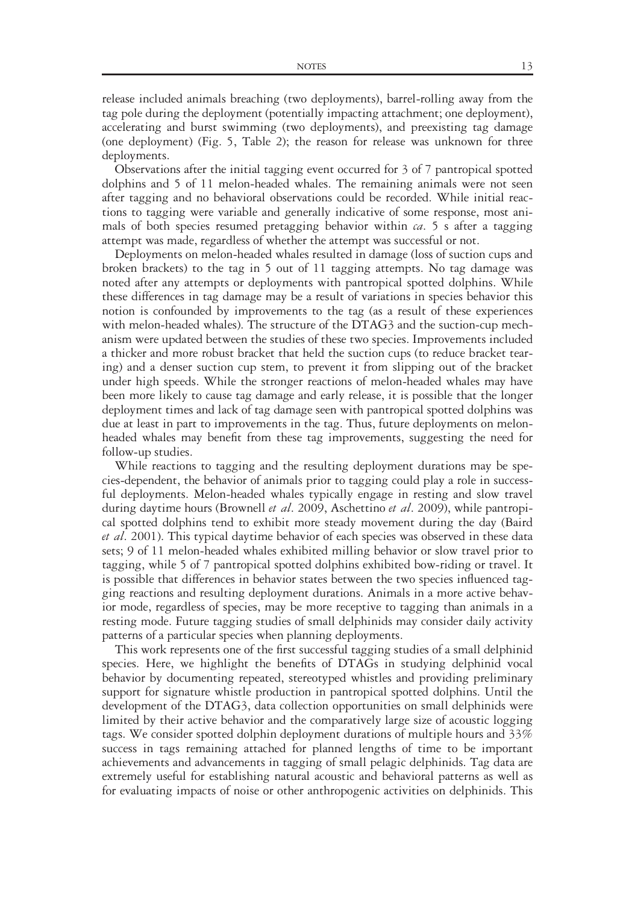release included animals breaching (two deployments), barrel-rolling away from the tag pole during the deployment (potentially impacting attachment; one deployment), accelerating and burst swimming (two deployments), and preexisting tag damage (one deployment) (Fig. 5, Table 2); the reason for release was unknown for three deployments.

Observations after the initial tagging event occurred for 3 of 7 pantropical spotted dolphins and 5 of 11 melon-headed whales. The remaining animals were not seen after tagging and no behavioral observations could be recorded. While initial reactions to tagging were variable and generally indicative of some response, most animals of both species resumed pretagging behavior within *ca*. 5 s after a tagging attempt was made, regardless of whether the attempt was successful or not.

Deployments on melon-headed whales resulted in damage (loss of suction cups and broken brackets) to the tag in 5 out of 11 tagging attempts. No tag damage was noted after any attempts or deployments with pantropical spotted dolphins. While these differences in tag damage may be a result of variations in species behavior this notion is confounded by improvements to the tag (as a result of these experiences with melon-headed whales). The structure of the DTAG3 and the suction-cup mechanism were updated between the studies of these two species. Improvements included a thicker and more robust bracket that held the suction cups (to reduce bracket tearing) and a denser suction cup stem, to prevent it from slipping out of the bracket under high speeds. While the stronger reactions of melon-headed whales may have been more likely to cause tag damage and early release, it is possible that the longer deployment times and lack of tag damage seen with pantropical spotted dolphins was due at least in part to improvements in the tag. Thus, future deployments on melon-headed whales may benefit from these tag improvements, suggesting the need for follow-up studies.

While reactions to tagging and the resulting deployment durations may be species-dependent, the behavior of animals prior to tagging could play a role in successful deployments. Melon-headed whales typically engage in resting and slow travel during daytime hours (Brownell *et al*. 2009, Aschettino *et al*. 2009), while pantropical spotted dolphins tend to exhibit more steady movement during the day (Baird *et al*. 2001). This typical daytime behavior of each species was observed in these data sets; 9 of 11 melon-headed whales exhibited milling behavior or slow travel prior to tagging, while 5 of 7 pantropical spotted dolphins exhibited bow-riding or travel. It is possible that differences in behavior states between the two species influenced tagging reactions and resulting deployment durations. Animals in a more active behavior mode, regardless of species, may be more receptive to tagging than animals in a resting mode. Future tagging studies of small delphinids may consider daily activity patterns of a particular species when planning deployments.

This work represents one of the first successful tagging studies of a small delphinid species. Here, we highlight the benefits of DTAGs in studying delphinid vocal behavior by documenting repeated, stereotyped whistles and providing preliminary support for signature whistle production in pantropical spotted dolphins. Until the development of the DTAG3, data collection opportunities on small delphinids were limited by their active behavior and the comparatively large size of acoustic logging tags. We consider spotted dolphin deployment durations of multiple hours and 33% success in tags remaining attached for planned lengths of time to be important achievements and advancements in tagging of small pelagic delphinids. Tag data are extremely useful for establishing natural acoustic and behavioral patterns as well as for evaluating impacts of noise or other anthropogenic activities on delphinids. This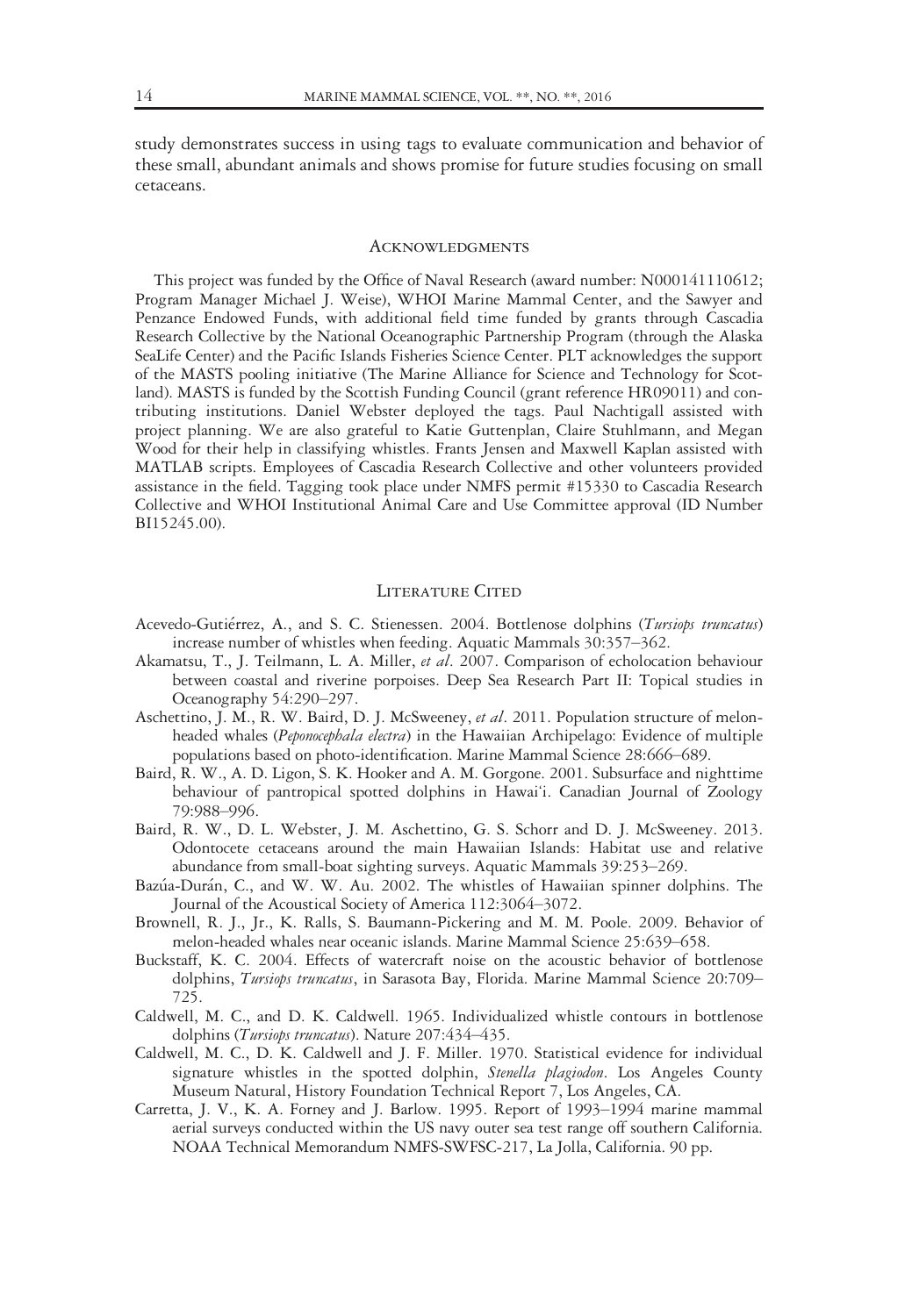study demonstrates success in using tags to evaluate communication and behavior of these small, abundant animals and shows promise for future studies focusing on small cetaceans.

## Acknowledgments

This project was funded by the Office of Naval Research (award number: N000141110612; Program Manager Michael J. Weise), WHOI Marine Mammal Center, and the Sawyer and Penzance Endowed Funds, with additional field time funded by grants through Cascadia Research Collective by the National Oceanographic Partnership Program (through the Alaska SeaLife Center) and the Pacific Islands Fisheries Science Center. PLT acknowledges the support of the MASTS pooling initiative (The Marine Alliance for Science and Technology for Scotland). MASTS is funded by the Scottish Funding Council (grant reference HR09011) and contributing institutions. Daniel Webster deployed the tags. Paul Nachtigall assisted with project planning. We are also grateful to Katie Guttenplan, Claire Stuhlmann, and Megan Wood for their help in classifying whistles. Frants Jensen and Maxwell Kaplan assisted with MATLAB scripts. Employees of Cascadia Research Collective and other volunteers provided assistance in the field. Tagging took place under NMFS permit #15330 to Cascadia Research Collective and WHOI Institutional Animal Care and Use Committee approval (ID Number BI15245.00).

## Literature Cited

Acevedo-Gutiérrez, A., and S. C. Stienessen. 2004. Bottlenose dolphins (*Tursiops truncatus*) increase number of whistles when feeding. Aquatic Mammals 30:357–362.

Akamatsu, T., J. Teilmann, L. A. Miller, *et al*. 2007. Comparison of echolocation behaviour between coastal and riverine porpoises. Deep Sea Research Part II: Topical studies in Oceanography 54:290–297.

Aschettino, J. M., R. W. Baird, D. J. McSweeney, *et al*. 2011. Population structure of melon-headed whales (*Peponocephala electra*) in the Hawaiian Archipelago: Evidence of multiple populations based on photo-identification. Marine Mammal Science 28:666–689.

Baird, R. W., A. D. Ligon, S. K. Hooker and A. M. Gorgone. 2001. Subsurface and nighttime behaviour of pantropical spotted dolphins in Hawai'i. Canadian Journal of Zoology 79:988–996.

Baird, R. W., D. L. Webster, J. M. Aschettino, G. S. Schorr and D. J. McSweeney. 2013. Odontocete cetaceans around the main Hawaiian Islands: Habitat use and relative abundance from small-boat sighting surveys. Aquatic Mammals 39:253–269.

Bazúa-Durán, C., and W. W. Au. 2002. The whistles of Hawaiian spinner dolphins. The Journal of the Acoustical Society of America 112:3064–3072.

Brownell, R. J., Jr., K. Ralls, S. Baumann-Pickering and M. M. Poole. 2009. Behavior of melon-headed whales near oceanic islands. Marine Mammal Science 25:639–658.

Buckstaff, K. C. 2004. Effects of watercraft noise on the acoustic behavior of bottlenose dolphins, *Tursiops truncatus*, in Sarasota Bay, Florida. Marine Mammal Science 20:709–725.

Caldwell, M. C., and D. K. Caldwell. 1965. Individualized whistle contours in bottlenose dolphins (*Tursiops truncatus*). Nature 207:434–435.

Caldwell, M. C., D. K. Caldwell and J. F. Miller. 1970. Statistical evidence for individual signature whistles in the spotted dolphin, *Stenella plagiodon*. Los Angeles County Museum Natural, History Foundation Technical Report 7, Los Angeles, CA.

Carretta, J. V., K. A. Forney and J. Barlow. 1995. Report of 1993–1994 marine mammal aerial surveys conducted within the US navy outer sea test range off southern California. NOAA Technical Memorandum NMFS-SWFSC-217, La Jolla, California. 90 pp.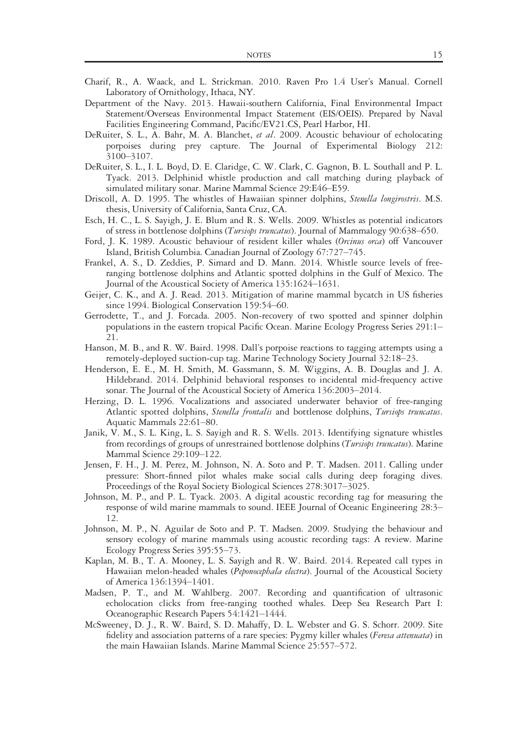Charif, R., A. Waack, and L. Strickman. 2010. Raven Pro 1.4 User's Manual. Cornell Laboratory of Ornithology, Ithaca, NY.

Department of the Navy. 2013. Hawaii-southern California, Final Environmental Impact Statement/Overseas Environmental Impact Statement (EIS/OEIS). Prepared by Naval Facilities Engineering Command, Pacific/EV21.CS, Pearl Harbor, HI.

DeRuiter, S. L., A. Bahr, M. A. Blanchet, *et al*. 2009. Acoustic behaviour of echolocating porpoises during prey capture. The Journal of Experimental Biology 212: 3100–3107.

DeRuiter, S. L., I. L. Boyd, D. E. Claridge, C. W. Clark, C. Gagnon, B. L. Southall and P. L. Tyack. 2013. Delphinid whistle production and call matching during playback of simulated military sonar. Marine Mammal Science 29:E46–E59.

Driscoll, A. D. 1995. The whistles of Hawaiian spinner dolphins, *Stenella longirostris*. M.S. thesis, University of California, Santa Cruz, CA.

Esch, H. C., L. S. Sayigh, J. E. Blum and R. S. Wells. 2009. Whistles as potential indicators of stress in bottlenose dolphins (*Tursiops truncatus*). Journal of Mammalogy 90:638–650.

Ford, J. K. 1989. Acoustic behaviour of resident killer whales (*Orcinus orca*) off Vancouver Island, British Columbia. Canadian Journal of Zoology 67:727–745.

Frankel, A. S., D. Zeddies, P. Simard and D. Mann. 2014. Whistle source levels of free-ranging bottlenose dolphins and Atlantic spotted dolphins in the Gulf of Mexico. The Journal of the Acoustical Society of America 135:1624–1631.

Geijer, C. K., and A. J. Read. 2013. Mitigation of marine mammal bycatch in US fisheries since 1994. Biological Conservation 159:54–60.

Gerrodette, T., and J. Forcada. 2005. Non-recovery of two spotted and spinner dolphin populations in the eastern tropical Pacific Ocean. Marine Ecology Progress Series 291:1–21.

Hanson, M. B., and R. W. Baird. 1998. Dall's porpoise reactions to tagging attempts using a remotely-deployed suction-cup tag. Marine Technology Society Journal 32:18–23.

Henderson, E. E., M. H. Smith, M. Gassmann, S. M. Wiggins, A. B. Douglas and J. A. Hildebrand. 2014. Delphinid behavioral responses to incidental mid-frequency active sonar. The Journal of the Acoustical Society of America 136:2003–2014.

Herzing, D. L. 1996. Vocalizations and associated underwater behavior of free-ranging Atlantic spotted dolphins, *Stenella frontalis* and bottlenose dolphins, *Tursiops truncatus*. Aquatic Mammals 22:61–80.

Janik, V. M., S. L. King, L. S. Sayigh and R. S. Wells. 2013. Identifying signature whistles from recordings of groups of unrestrained bottlenose dolphins (*Tursiops truncatus*). Marine Mammal Science 29:109–122.

Jensen, F. H., J. M. Perez, M. Johnson, N. A. Soto and P. T. Madsen. 2011. Calling under pressure: Short-finned pilot whales make social calls during deep foraging dives. Proceedings of the Royal Society Biological Sciences 278:3017–3025.

Johnson, M. P., and P. L. Tyack. 2003. A digital acoustic recording tag for measuring the response of wild marine mammals to sound. IEEE Journal of Oceanic Engineering 28:3–12.

Johnson, M. P., N. Aguilar de Soto and P. T. Madsen. 2009. Studying the behaviour and sensory ecology of marine mammals using acoustic recording tags: A review. Marine Ecology Progress Series 395:55–73.

Kaplan, M. B., T. A. Mooney, L. S. Sayigh and R. W. Baird. 2014. Repeated call types in Hawaiian melon-headed whales (*Peponocephala electra*). Journal of the Acoustical Society of America 136:1394–1401.

Madsen, P. T., and M. Wahlberg. 2007. Recording and quantification of ultrasonic echolocation clicks from free-ranging toothed whales. Deep Sea Research Part I: Oceanographic Research Papers 54:1421–1444.

McSweeney, D. J., R. W. Baird, S. D. Mahaffy, D. L. Webster and G. S. Schorr. 2009. Site fidelity and association patterns of a rare species: Pygmy killer whales (*Feresa attenuata*) in the main Hawaiian Islands. Marine Mammal Science 25:557–572.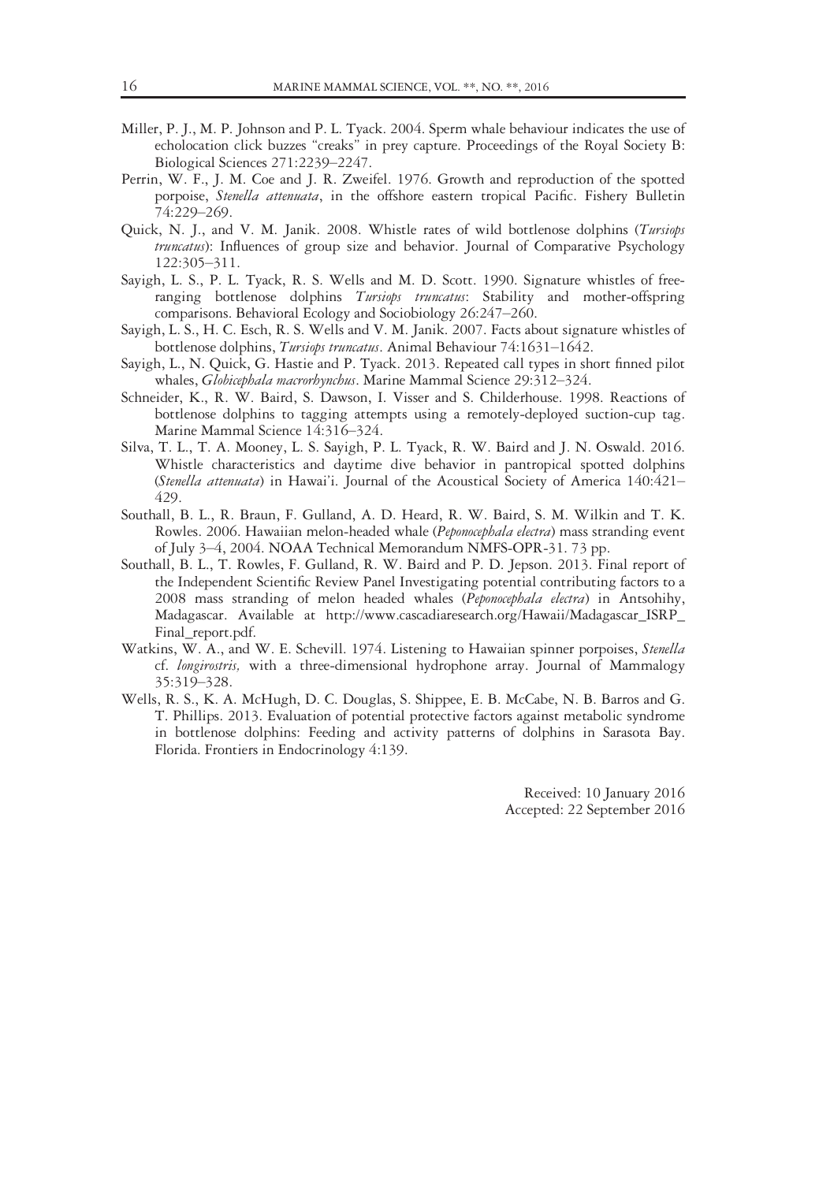Miller, P. J., M. P. Johnson and P. L. Tyack. 2004. Sperm whale behaviour indicates the use of echolocation click buzzes "creaks" in prey capture. Proceedings of the Royal Society B: Biological Sciences 271:2239–2247.

Perrin, W. F., J. M. Coe and J. R. Zweifel. 1976. Growth and reproduction of the spotted porpoise, *Stenella attenuata*, in the offshore eastern tropical Pacific. Fishery Bulletin 74:229–269.

Quick, N. J., and V. M. Janik. 2008. Whistle rates of wild bottlenose dolphins (*Tursiops truncatus*): Influences of group size and behavior. Journal of Comparative Psychology 122:305–311.

Sayigh, L. S., P. L. Tyack, R. S. Wells and M. D. Scott. 1990. Signature whistles of free-ranging bottlenose dolphins *Tursiops truncatus*: Stability and mother-offspring comparisons. Behavioral Ecology and Sociobiology 26:247–260.

Sayigh, L. S., H. C. Esch, R. S. Wells and V. M. Janik. 2007. Facts about signature whistles of bottlenose dolphins, *Tursiops truncatus*. Animal Behaviour 74:1631–1642.

Sayigh, L., N. Quick, G. Hastie and P. Tyack. 2013. Repeated call types in short finned pilot whales, *Globicephala macrorhynchus*. Marine Mammal Science 29:312–324.

Schneider, K., R. W. Baird, S. Dawson, I. Visser and S. Childerhouse. 1998. Reactions of bottlenose dolphins to tagging attempts using a remotely-deployed suction-cup tag. Marine Mammal Science 14:316–324.

Silva, T. L., T. A. Mooney, L. S. Sayigh, P. L. Tyack, R. W. Baird and J. N. Oswald. 2016. Whistle characteristics and daytime dive behavior in pantropical spotted dolphins (*Stenella attenuata*) in Hawai'i. Journal of the Acoustical Society of America 140:421–429.

Southall, B. L., R. Braun, F. Gulland, A. D. Heard, R. W. Baird, S. M. Wilkin and T. K. Rowles. 2006. Hawaiian melon-headed whale (*Peponocephala electra*) mass stranding event of July 3–4, 2004. NOAA Technical Memorandum NMFS-OPR-31. 73 pp.

Southall, B. L., T. Rowles, F. Gulland, R. W. Baird and P. D. Jepson. 2013. Final report of the Independent Scientific Review Panel Investigating potential contributing factors to a 2008 mass stranding of melon headed whales (*Peponocephala electra*) in Antsohihy, Madagascar. Available at http://www.cascadiaresearch.org/Hawaii/Madagascar_ISRP_Final_report.pdf.

Watkins, W. A., and W. E. Schevill. 1974. Listening to Hawaiian spinner porpoises, *Stenella* cf. *longirostris,* with a three-dimensional hydrophone array. Journal of Mammalogy 35:319–328.

Wells, R. S., K. A. McHugh, D. C. Douglas, S. Shippee, E. B. McCabe, N. B. Barros and G. T. Phillips. 2013. Evaluation of potential protective factors against metabolic syndrome in bottlenose dolphins: Feeding and activity patterns of dolphins in Sarasota Bay. Florida. Frontiers in Endocrinology 4:139.

Received: 10 January 2016
Accepted: 22 September 2016